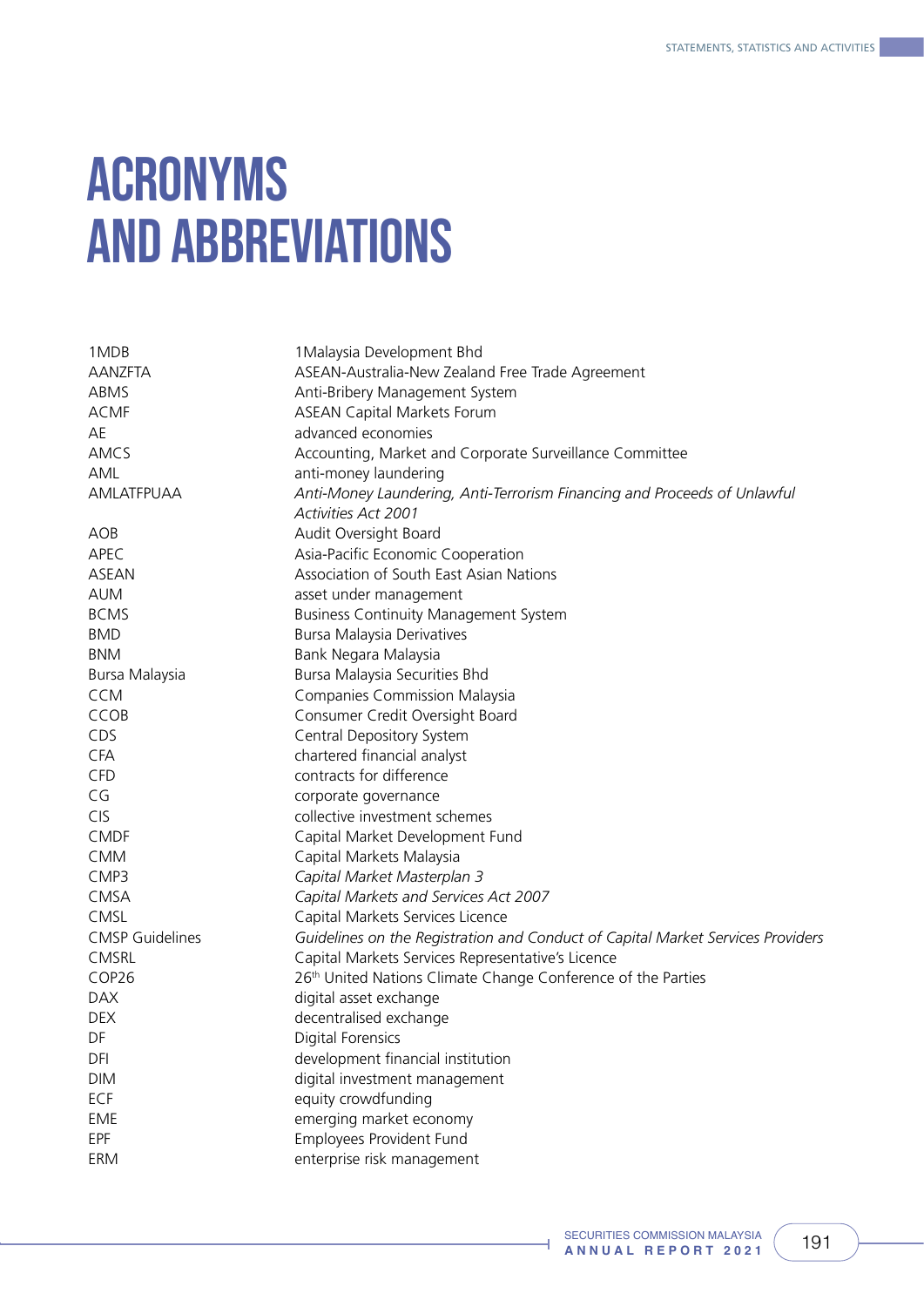# ACRONYMS AND ABBREVIATIONS

| | |
|---|---|
| 1MDB | 1Malaysia Development Bhd |
| AANZFTA | ASEAN-Australia-New Zealand Free Trade Agreement |
| ABMS | Anti-Bribery Management System |
| ACMF | ASEAN Capital Markets Forum |
| AE | advanced economies |
| AMCS | Accounting, Market and Corporate Surveillance Committee |
| AML | anti-money laundering |
| AMLATFPUAA | *Anti-Money Laundering, Anti-Terrorism Financing and Proceeds of Unlawful Activities Act 2001* |
| AOB | Audit Oversight Board |
| APEC | Asia-Pacific Economic Cooperation |
| ASEAN | Association of South East Asian Nations |
| AUM | asset under management |
| BCMS | Business Continuity Management System |
| BMD | Bursa Malaysia Derivatives |
| BNM | Bank Negara Malaysia |
| Bursa Malaysia | Bursa Malaysia Securities Bhd |
| CCM | Companies Commission Malaysia |
| CCOB | Consumer Credit Oversight Board |
| CDS | Central Depository System |
| CFA | chartered financial analyst |
| CFD | contracts for difference |
| CG | corporate governance |
| CIS | collective investment schemes |
| CMDF | Capital Market Development Fund |
| CMM | Capital Markets Malaysia |
| CMP3 | *Capital Market Masterplan 3* |
| CMSA | *Capital Markets and Services Act 2007* |
| CMSL | Capital Markets Services Licence |
| CMSP Guidelines | *Guidelines on the Registration and Conduct of Capital Market Services Providers* |
| CMSRL | Capital Markets Services Representative's Licence |
| COP26 | 26th United Nations Climate Change Conference of the Parties |
| DAX | digital asset exchange |
| DEX | decentralised exchange |
| DF | Digital Forensics |
| DFI | development financial institution |
| DIM | digital investment management |
| ECF | equity crowdfunding |
| EME | emerging market economy |
| EPF | Employees Provident Fund |
| ERM | enterprise risk management |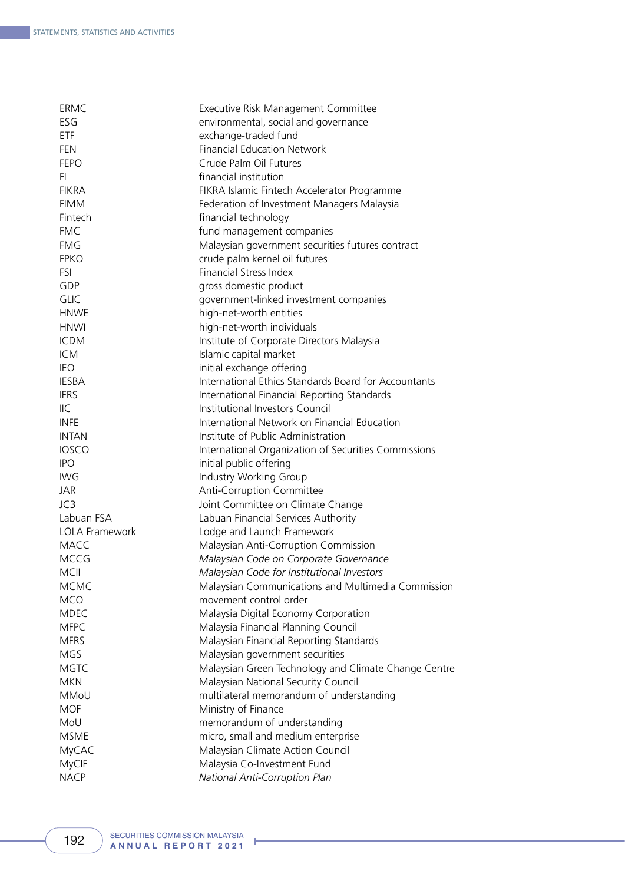| | |
|---|---|
| ERMC | Executive Risk Management Committee |
| ESG | environmental, social and governance |
| ETF | exchange-traded fund |
| FEN | Financial Education Network |
| FEPO | Crude Palm Oil Futures |
| FI | financial institution |
| FIKRA | FIKRA Islamic Fintech Accelerator Programme |
| FIMM | Federation of Investment Managers Malaysia |
| Fintech | financial technology |
| FMC | fund management companies |
| FMG | Malaysian government securities futures contract |
| FPKO | crude palm kernel oil futures |
| FSI | Financial Stress Index |
| GDP | gross domestic product |
| GLIC | government-linked investment companies |
| HNWE | high-net-worth entities |
| HNWI | high-net-worth individuals |
| ICDM | Institute of Corporate Directors Malaysia |
| ICM | Islamic capital market |
| IEO | initial exchange offering |
| IESBA | International Ethics Standards Board for Accountants |
| IFRS | International Financial Reporting Standards |
| IIC | Institutional Investors Council |
| INFE | International Network on Financial Education |
| INTAN | Institute of Public Administration |
| IOSCO | International Organization of Securities Commissions |
| IPO | initial public offering |
| IWG | Industry Working Group |
| JAR | Anti-Corruption Committee |
| JC3 | Joint Committee on Climate Change |
| Labuan FSA | Labuan Financial Services Authority |
| LOLA Framework | Lodge and Launch Framework |
| MACC | Malaysian Anti-Corruption Commission |
| MCCG | *Malaysian Code on Corporate Governance* |
| MCII | *Malaysian Code for Institutional Investors* |
| MCMC | Malaysian Communications and Multimedia Commission |
| MCO | movement control order |
| MDEC | Malaysia Digital Economy Corporation |
| MFPC | Malaysia Financial Planning Council |
| MFRS | Malaysian Financial Reporting Standards |
| MGS | Malaysian government securities |
| MGTC | Malaysian Green Technology and Climate Change Centre |
| MKN | Malaysian National Security Council |
| MMoU | multilateral memorandum of understanding |
| MOF | Ministry of Finance |
| MoU | memorandum of understanding |
| MSME | micro, small and medium enterprise |
| MyCAC | Malaysian Climate Action Council |
| MyCIF | Malaysia Co-Investment Fund |
| NACP | *National Anti-Corruption Plan* |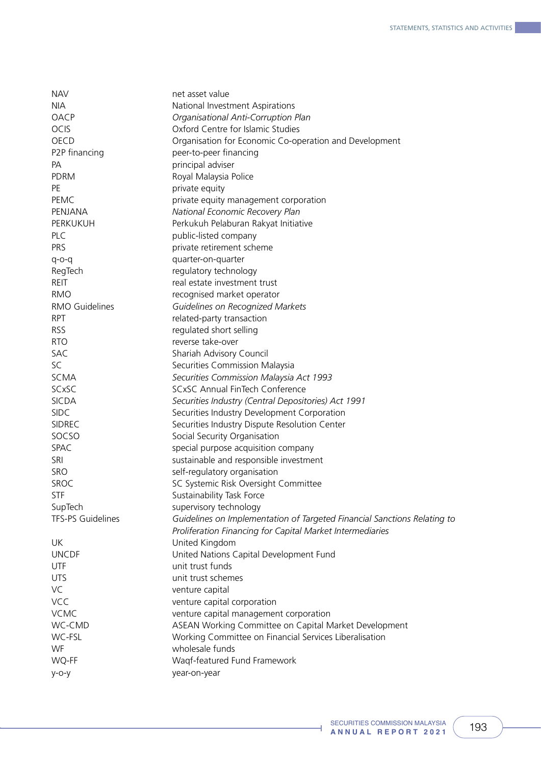| | |
|---|---|
| NAV | net asset value |
| NIA | National Investment Aspirations |
| OACP | *Organisational Anti-Corruption Plan* |
| OCIS | Oxford Centre for Islamic Studies |
| OECD | Organisation for Economic Co-operation and Development |
| P2P financing | peer-to-peer financing |
| PA | principal adviser |
| PDRM | Royal Malaysia Police |
| PE | private equity |
| PEMC | private equity management corporation |
| PENJANA | *National Economic Recovery Plan* |
| PERKUKUH | Perkukuh Pelaburan Rakyat Initiative |
| PLC | public-listed company |
| PRS | private retirement scheme |
| q-o-q | quarter-on-quarter |
| RegTech | regulatory technology |
| REIT | real estate investment trust |
| RMO | recognised market operator |
| RMO Guidelines | *Guidelines on Recognized Markets* |
| RPT | related-party transaction |
| RSS | regulated short selling |
| RTO | reverse take-over |
| SAC | Shariah Advisory Council |
| SC | Securities Commission Malaysia |
| SCMA | *Securities Commission Malaysia Act 1993* |
| SCxSC | SCxSC Annual FinTech Conference |
| SICDA | *Securities Industry (Central Depositories) Act 1991* |
| SIDC | Securities Industry Development Corporation |
| SIDREC | Securities Industry Dispute Resolution Center |
| SOCSO | Social Security Organisation |
| SPAC | special purpose acquisition company |
| SRI | sustainable and responsible investment |
| SRO | self-regulatory organisation |
| SROC | SC Systemic Risk Oversight Committee |
| STF | Sustainability Task Force |
| SupTech | supervisory technology |
| TFS-PS Guidelines | *Guidelines on Implementation of Targeted Financial Sanctions Relating to Proliferation Financing for Capital Market Intermediaries* |
| UK | United Kingdom |
| UNCDF | United Nations Capital Development Fund |
| UTF | unit trust funds |
| UTS | unit trust schemes |
| VC | venture capital |
| VCC | venture capital corporation |
| VCMC | venture capital management corporation |
| WC-CMD | ASEAN Working Committee on Capital Market Development |
| WC-FSL | Working Committee on Financial Services Liberalisation |
| WF | wholesale funds |
| WQ-FF | Waqf-featured Fund Framework |
| y-o-y | year-on-year |